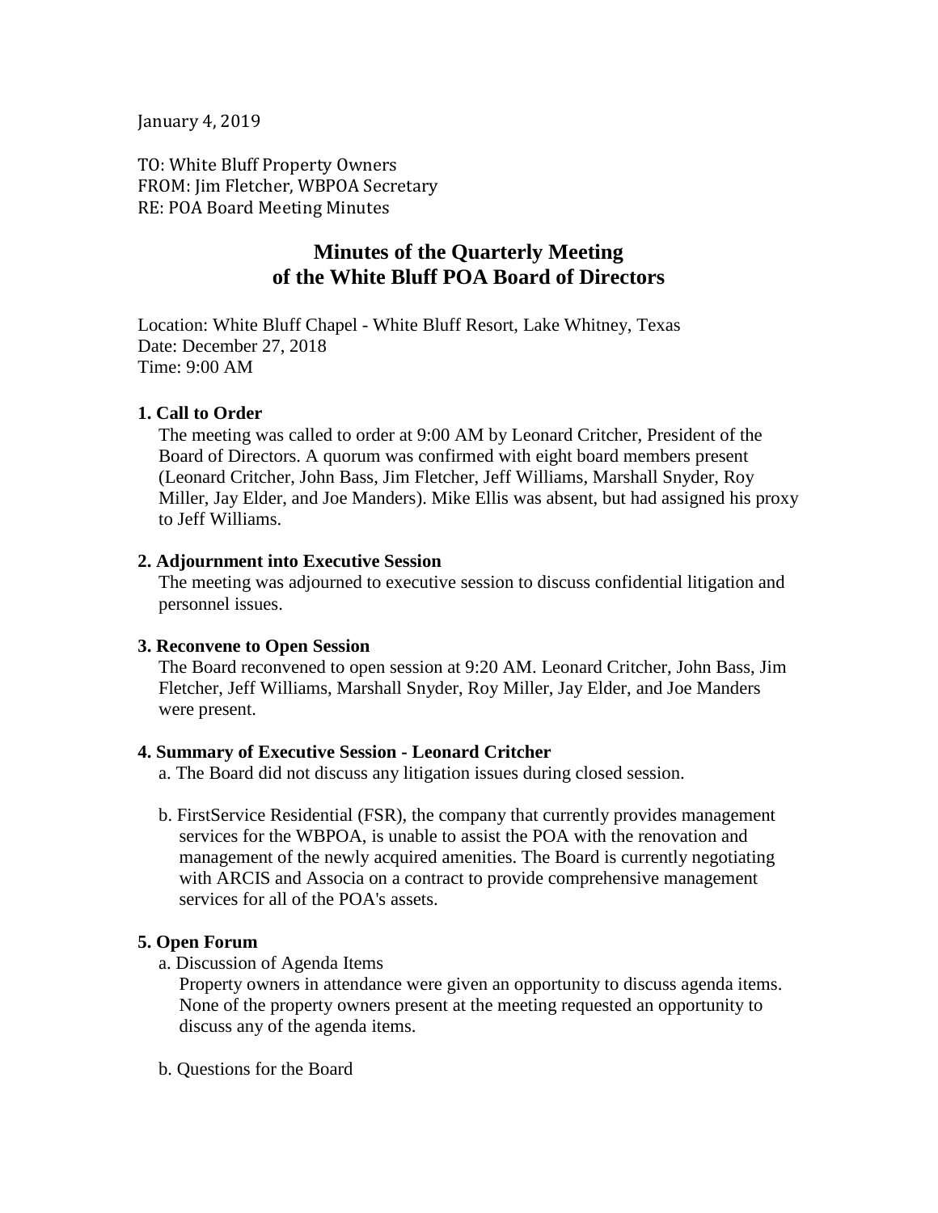January 4, 2019

TO: White Bluff Property Owners
FROM: Jim Fletcher, WBPOA Secretary
RE: POA Board Meeting Minutes

# Minutes of the Quarterly Meeting of the White Bluff POA Board of Directors

Location: White Bluff Chapel - White Bluff Resort, Lake Whitney, Texas
Date: December 27, 2018
Time: 9:00 AM

**1. Call to Order**

The meeting was called to order at 9:00 AM by Leonard Critcher, President of the Board of Directors. A quorum was confirmed with eight board members present (Leonard Critcher, John Bass, Jim Fletcher, Jeff Williams, Marshall Snyder, Roy Miller, Jay Elder, and Joe Manders). Mike Ellis was absent, but had assigned his proxy to Jeff Williams.

**2. Adjournment into Executive Session**

The meeting was adjourned to executive session to discuss confidential litigation and personnel issues.

**3. Reconvene to Open Session**

The Board reconvened to open session at 9:20 AM. Leonard Critcher, John Bass, Jim Fletcher, Jeff Williams, Marshall Snyder, Roy Miller, Jay Elder, and Joe Manders were present.

**4. Summary of Executive Session - Leonard Critcher**

a. The Board did not discuss any litigation issues during closed session.

b. FirstService Residential (FSR), the company that currently provides management services for the WBPOA, is unable to assist the POA with the renovation and management of the newly acquired amenities. The Board is currently negotiating with ARCIS and Associa on a contract to provide comprehensive management services for all of the POA's assets.

**5. Open Forum**

a. Discussion of Agenda Items

Property owners in attendance were given an opportunity to discuss agenda items. None of the property owners present at the meeting requested an opportunity to discuss any of the agenda items.

b. Questions for the Board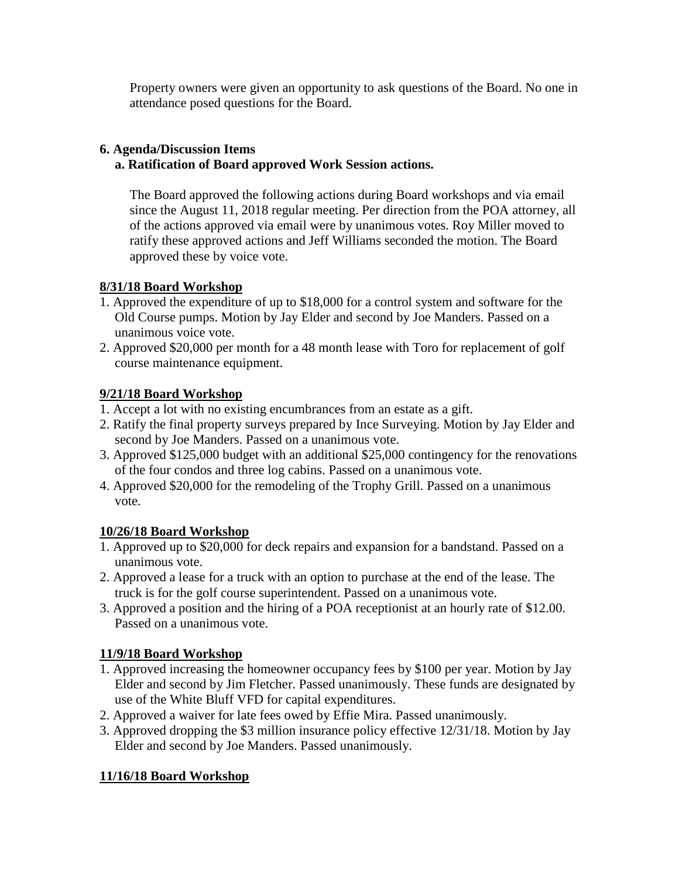Property owners were given an opportunity to ask questions of the Board. No one in attendance posed questions for the Board.

**6. Agenda/Discussion Items**

**a. Ratification of Board approved Work Session actions.**

The Board approved the following actions during Board workshops and via email since the August 11, 2018 regular meeting. Per direction from the POA attorney, all of the actions approved via email were by unanimous votes. Roy Miller moved to ratify these approved actions and Jeff Williams seconded the motion. The Board approved these by voice vote.

**8/31/18 Board Workshop**

1. Approved the expenditure of up to $18,000 for a control system and software for the Old Course pumps. Motion by Jay Elder and second by Joe Manders. Passed on a unanimous voice vote.
2. Approved $20,000 per month for a 48 month lease with Toro for replacement of golf course maintenance equipment.

**9/21/18 Board Workshop**

1. Accept a lot with no existing encumbrances from an estate as a gift.
2. Ratify the final property surveys prepared by Ince Surveying. Motion by Jay Elder and second by Joe Manders. Passed on a unanimous vote.
3. Approved $125,000 budget with an additional $25,000 contingency for the renovations of the four condos and three log cabins. Passed on a unanimous vote.
4. Approved $20,000 for the remodeling of the Trophy Grill. Passed on a unanimous vote.

**10/26/18 Board Workshop**

1. Approved up to $20,000 for deck repairs and expansion for a bandstand. Passed on a unanimous vote.
2. Approved a lease for a truck with an option to purchase at the end of the lease. The truck is for the golf course superintendent. Passed on a unanimous vote.
3. Approved a position and the hiring of a POA receptionist at an hourly rate of $12.00. Passed on a unanimous vote.

**11/9/18 Board Workshop**

1. Approved increasing the homeowner occupancy fees by $100 per year. Motion by Jay Elder and second by Jim Fletcher. Passed unanimously. These funds are designated by use of the White Bluff VFD for capital expenditures.
2. Approved a waiver for late fees owed by Effie Mira. Passed unanimously.
3. Approved dropping the $3 million insurance policy effective 12/31/18. Motion by Jay Elder and second by Joe Manders. Passed unanimously.

**11/16/18 Board Workshop**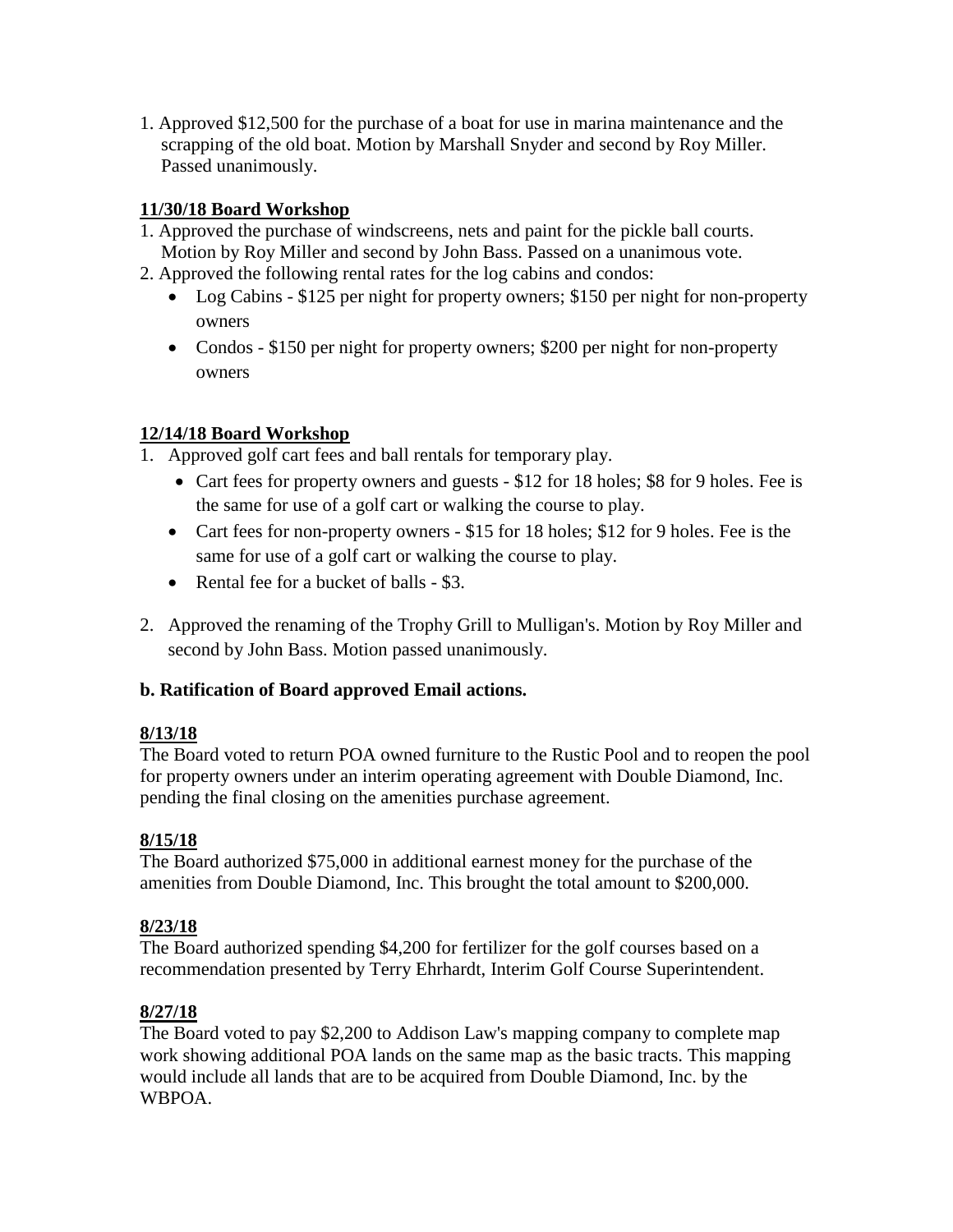1. Approved $12,500 for the purchase of a boat for use in marina maintenance and the scrapping of the old boat. Motion by Marshall Snyder and second by Roy Miller. Passed unanimously.

**11/30/18 Board Workshop**

1. Approved the purchase of windscreens, nets and paint for the pickle ball courts. Motion by Roy Miller and second by John Bass. Passed on a unanimous vote.
2. Approved the following rental rates for the log cabins and condos:
    - Log Cabins - $125 per night for property owners; $150 per night for non-property owners
    - Condos - $150 per night for property owners; $200 per night for non-property owners

**12/14/18 Board Workshop**

1. Approved golf cart fees and ball rentals for temporary play.
    - Cart fees for property owners and guests - $12 for 18 holes; $8 for 9 holes. Fee is the same for use of a golf cart or walking the course to play.
    - Cart fees for non-property owners - $15 for 18 holes; $12 for 9 holes. Fee is the same for use of a golf cart or walking the course to play.
    - Rental fee for a bucket of balls - $3.
2. Approved the renaming of the Trophy Grill to Mulligan's. Motion by Roy Miller and second by John Bass. Motion passed unanimously.

**b. Ratification of Board approved Email actions.**

**8/13/18**

The Board voted to return POA owned furniture to the Rustic Pool and to reopen the pool for property owners under an interim operating agreement with Double Diamond, Inc. pending the final closing on the amenities purchase agreement.

**8/15/18**

The Board authorized $75,000 in additional earnest money for the purchase of the amenities from Double Diamond, Inc. This brought the total amount to $200,000.

**8/23/18**

The Board authorized spending $4,200 for fertilizer for the golf courses based on a recommendation presented by Terry Ehrhardt, Interim Golf Course Superintendent.

**8/27/18**

The Board voted to pay $2,200 to Addison Law's mapping company to complete map work showing additional POA lands on the same map as the basic tracts. This mapping would include all lands that are to be acquired from Double Diamond, Inc. by the WBPOA.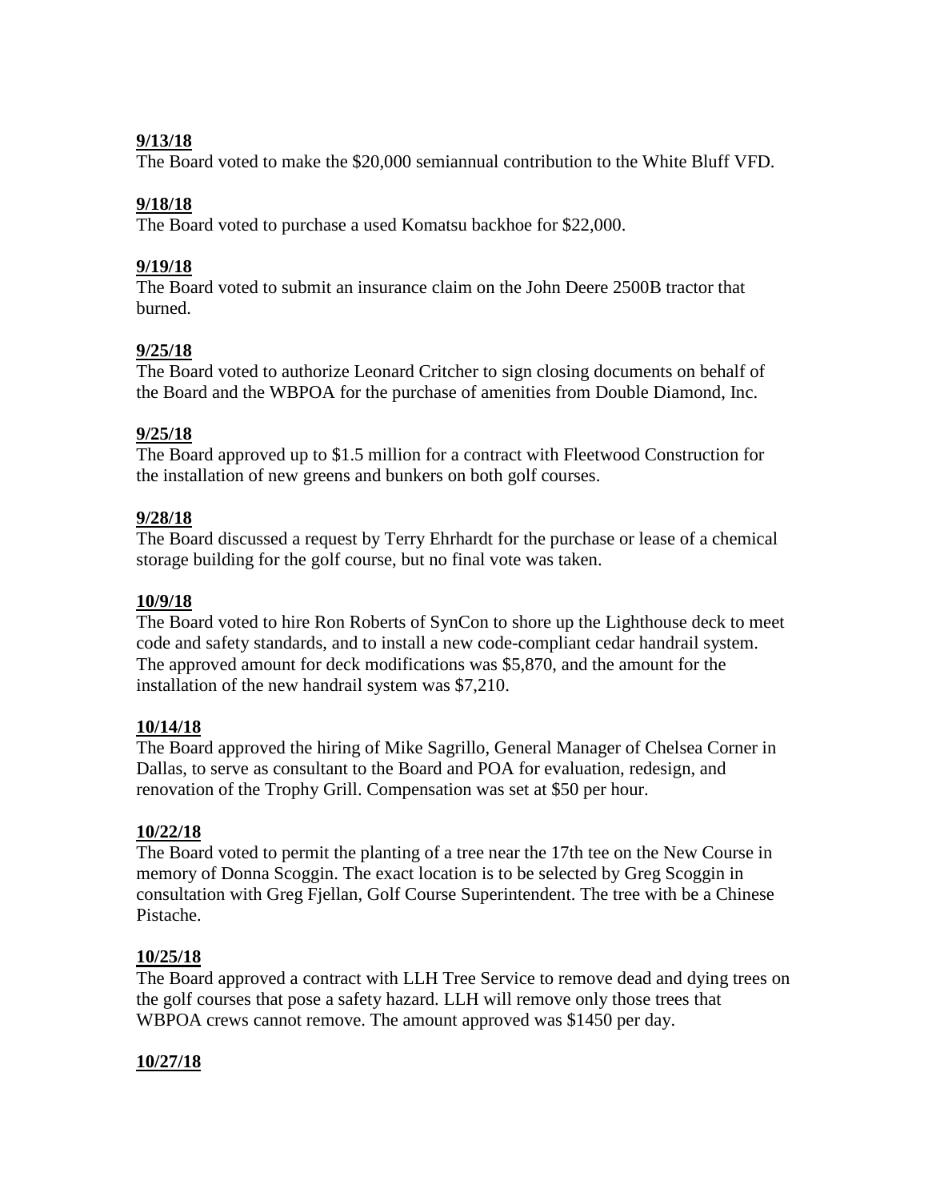**9/13/18**
The Board voted to make the $20,000 semiannual contribution to the White Bluff VFD.

**9/18/18**
The Board voted to purchase a used Komatsu backhoe for $22,000.

**9/19/18**
The Board voted to submit an insurance claim on the John Deere 2500B tractor that burned.

**9/25/18**
The Board voted to authorize Leonard Critcher to sign closing documents on behalf of the Board and the WBPOA for the purchase of amenities from Double Diamond, Inc.

**9/25/18**
The Board approved up to $1.5 million for a contract with Fleetwood Construction for the installation of new greens and bunkers on both golf courses.

**9/28/18**
The Board discussed a request by Terry Ehrhardt for the purchase or lease of a chemical storage building for the golf course, but no final vote was taken.

**10/9/18**
The Board voted to hire Ron Roberts of SynCon to shore up the Lighthouse deck to meet code and safety standards, and to install a new code-compliant cedar handrail system. The approved amount for deck modifications was $5,870, and the amount for the installation of the new handrail system was $7,210.

**10/14/18**
The Board approved the hiring of Mike Sagrillo, General Manager of Chelsea Corner in Dallas, to serve as consultant to the Board and POA for evaluation, redesign, and renovation of the Trophy Grill. Compensation was set at $50 per hour.

**10/22/18**
The Board voted to permit the planting of a tree near the 17th tee on the New Course in memory of Donna Scoggin. The exact location is to be selected by Greg Scoggin in consultation with Greg Fjellan, Golf Course Superintendent. The tree with be a Chinese Pistache.

**10/25/18**
The Board approved a contract with LLH Tree Service to remove dead and dying trees on the golf courses that pose a safety hazard. LLH will remove only those trees that WBPOA crews cannot remove. The amount approved was $1450 per day.

**10/27/18**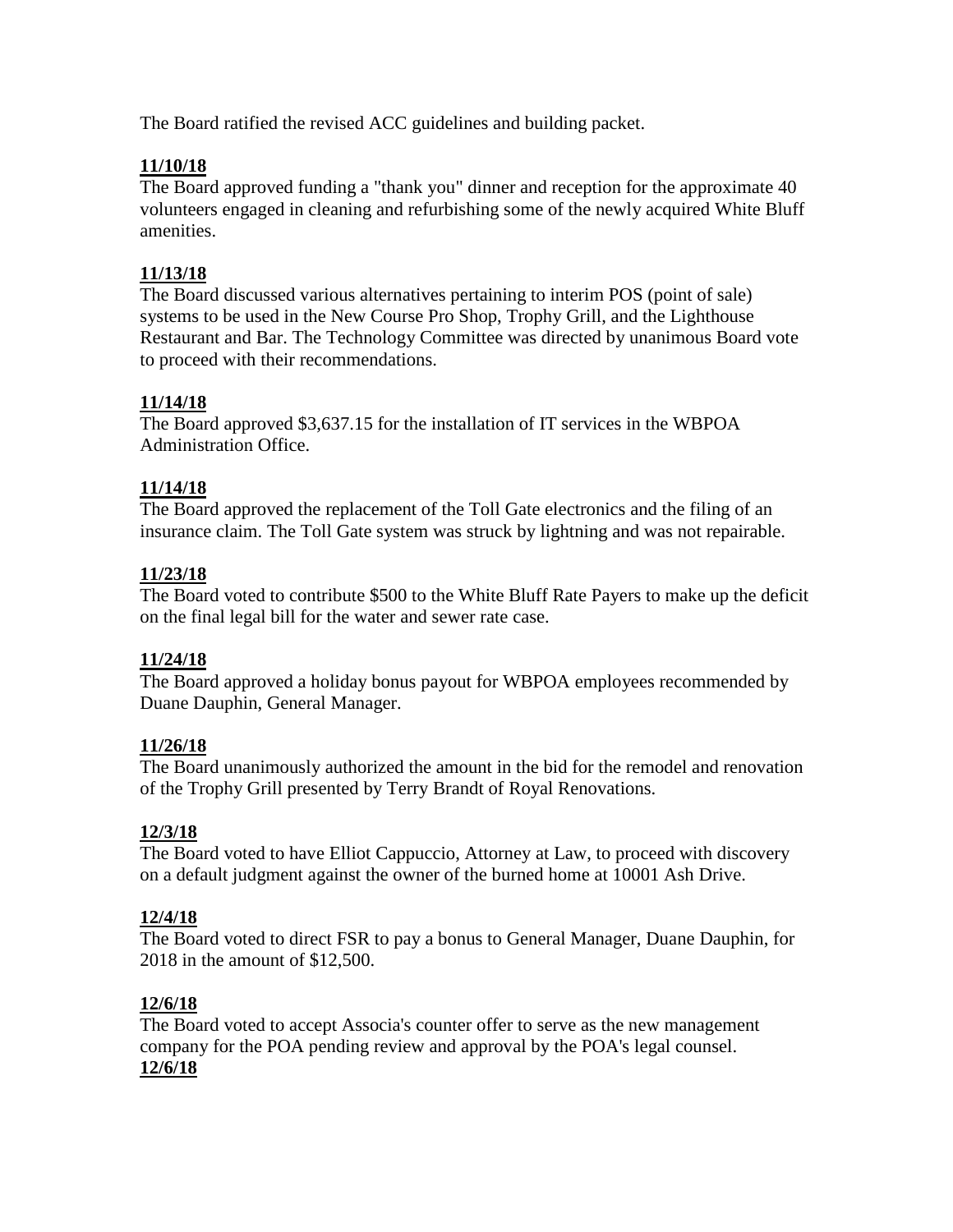The Board ratified the revised ACC guidelines and building packet.

**11/10/18**
The Board approved funding a "thank you" dinner and reception for the approximate 40 volunteers engaged in cleaning and refurbishing some of the newly acquired White Bluff amenities.

**11/13/18**
The Board discussed various alternatives pertaining to interim POS (point of sale) systems to be used in the New Course Pro Shop, Trophy Grill, and the Lighthouse Restaurant and Bar. The Technology Committee was directed by unanimous Board vote to proceed with their recommendations.

**11/14/18**
The Board approved $3,637.15 for the installation of IT services in the WBPOA Administration Office.

**11/14/18**
The Board approved the replacement of the Toll Gate electronics and the filing of an insurance claim. The Toll Gate system was struck by lightning and was not repairable.

**11/23/18**
The Board voted to contribute $500 to the White Bluff Rate Payers to make up the deficit on the final legal bill for the water and sewer rate case.

**11/24/18**
The Board approved a holiday bonus payout for WBPOA employees recommended by Duane Dauphin, General Manager.

**11/26/18**
The Board unanimously authorized the amount in the bid for the remodel and renovation of the Trophy Grill presented by Terry Brandt of Royal Renovations.

**12/3/18**
The Board voted to have Elliot Cappuccio, Attorney at Law, to proceed with discovery on a default judgment against the owner of the burned home at 10001 Ash Drive.

**12/4/18**
The Board voted to direct FSR to pay a bonus to General Manager, Duane Dauphin, for 2018 in the amount of $12,500.

**12/6/18**
The Board voted to accept Associa's counter offer to serve as the new management company for the POA pending review and approval by the POA's legal counsel.

**12/6/18**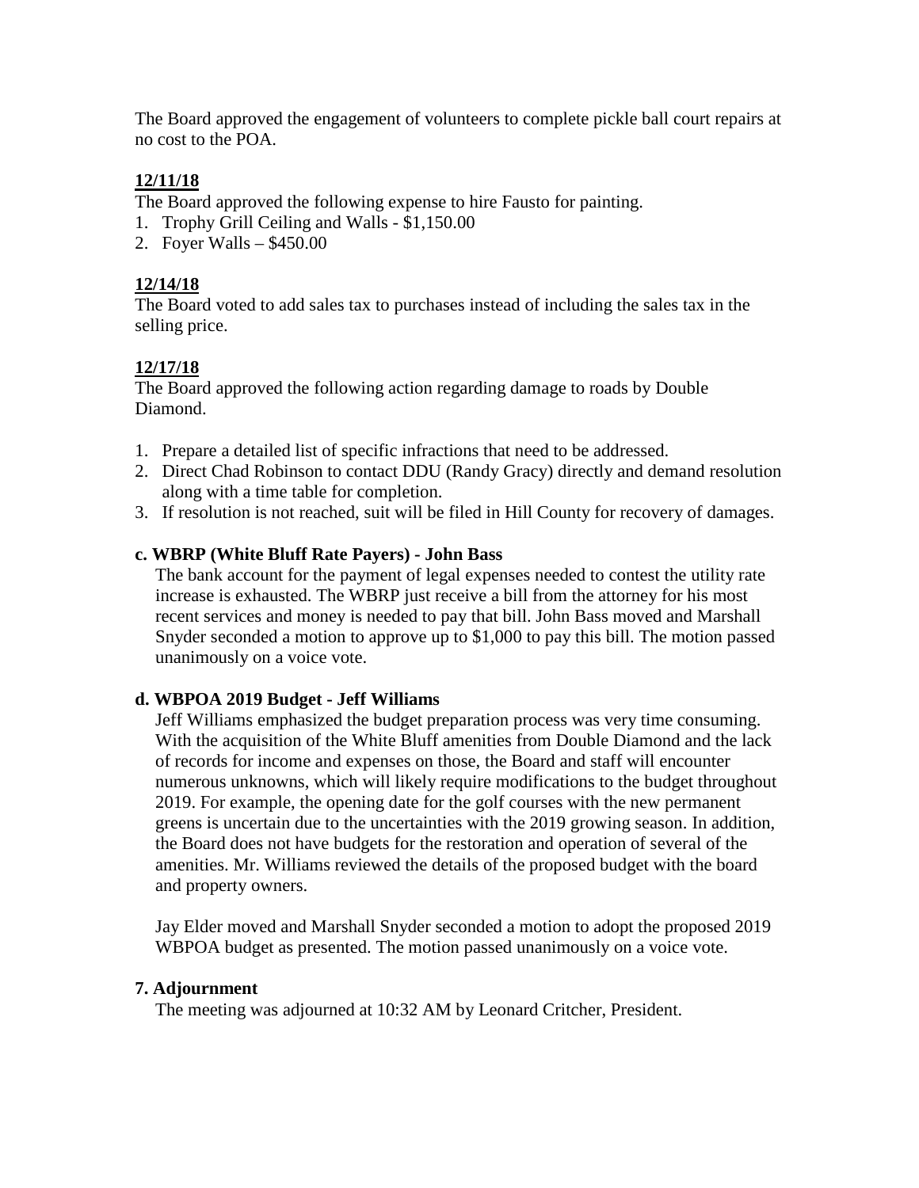The Board approved the engagement of volunteers to complete pickle ball court repairs at no cost to the POA.

**12/11/18**

The Board approved the following expense to hire Fausto for painting.

1. Trophy Grill Ceiling and Walls - $1,150.00
2. Foyer Walls – $450.00

**12/14/18**

The Board voted to add sales tax to purchases instead of including the sales tax in the selling price.

**12/17/18**

The Board approved the following action regarding damage to roads by Double Diamond.

1. Prepare a detailed list of specific infractions that need to be addressed.
2. Direct Chad Robinson to contact DDU (Randy Gracy) directly and demand resolution along with a time table for completion.
3. If resolution is not reached, suit will be filed in Hill County for recovery of damages.

**c. WBRP (White Bluff Rate Payers) - John Bass**

The bank account for the payment of legal expenses needed to contest the utility rate increase is exhausted. The WBRP just receive a bill from the attorney for his most recent services and money is needed to pay that bill. John Bass moved and Marshall Snyder seconded a motion to approve up to $1,000 to pay this bill. The motion passed unanimously on a voice vote.

**d. WBPOA 2019 Budget - Jeff Williams**

Jeff Williams emphasized the budget preparation process was very time consuming. With the acquisition of the White Bluff amenities from Double Diamond and the lack of records for income and expenses on those, the Board and staff will encounter numerous unknowns, which will likely require modifications to the budget throughout 2019. For example, the opening date for the golf courses with the new permanent greens is uncertain due to the uncertainties with the 2019 growing season. In addition, the Board does not have budgets for the restoration and operation of several of the amenities. Mr. Williams reviewed the details of the proposed budget with the board and property owners.

Jay Elder moved and Marshall Snyder seconded a motion to adopt the proposed 2019 WBPOA budget as presented. The motion passed unanimously on a voice vote.

**7. Adjournment**

The meeting was adjourned at 10:32 AM by Leonard Critcher, President.